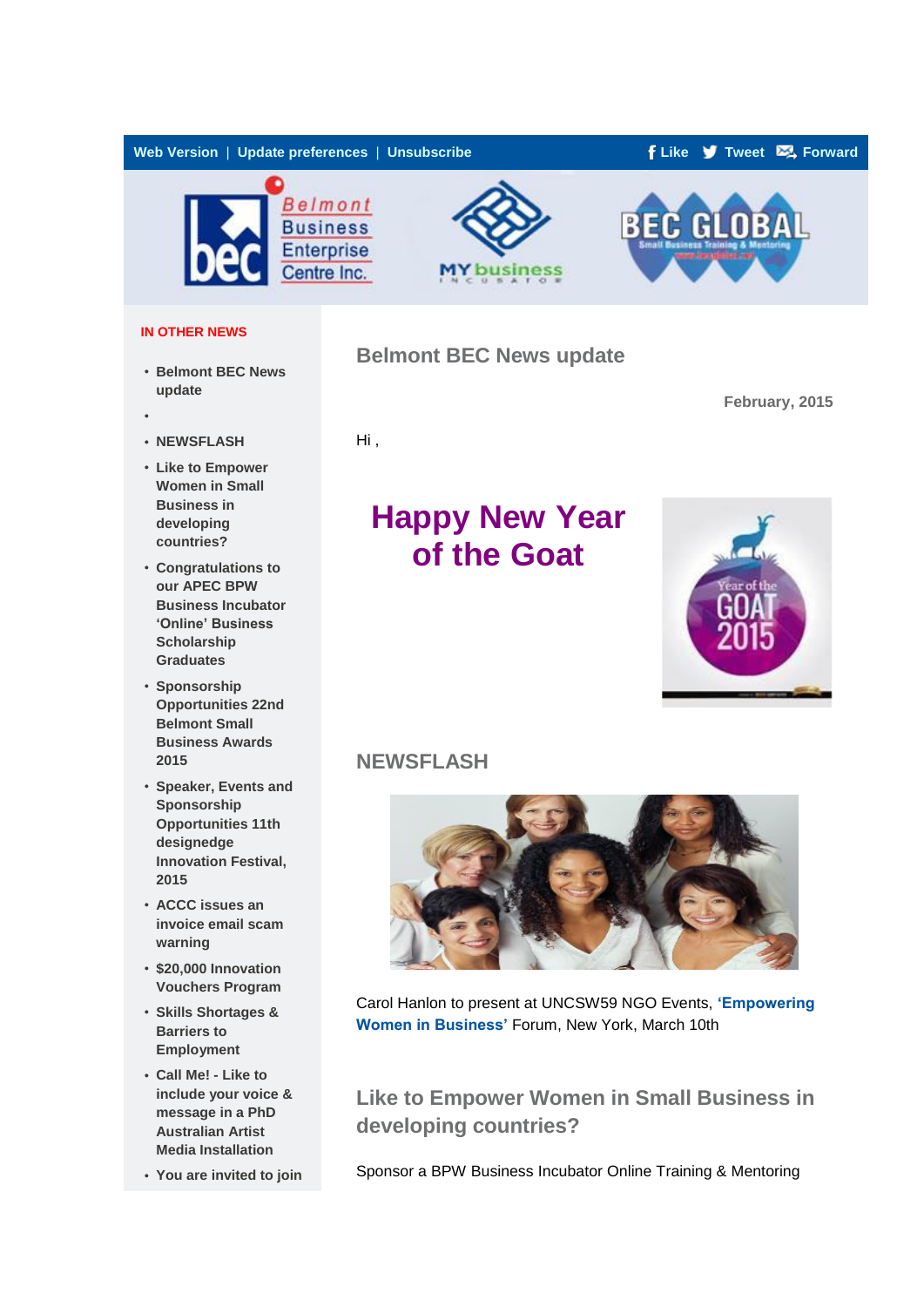Web Version | Update preferences | Unsubscribe

Like Tweet Forward

**IN OTHER NEWS**

- Belmont BEC News update
- 
- NEWSFLASH
- Like to Empower Women in Small Business in developing countries?
- Congratulations to our APEC BPW Business Incubator 'Online' Business Scholarship Graduates
- Sponsorship Opportunities 22nd Belmont Small Business Awards 2015
- Speaker, Events and Sponsorship Opportunities 11th designedge Innovation Festival, 2015
- ACCC issues an invoice email scam warning
- $20,000 Innovation Vouchers Program
- Skills Shortages & Barriers to Employment
- Call Me! - Like to include your voice & message in a PhD Australian Artist Media Installation
- You are invited to join

## Belmont BEC News update

February, 2015

Hi ,

# Happy New Year of the Goat

## NEWSFLASH

Carol Hanlon to present at UNCSW59 NGO Events, **'Empowering Women in Business'** Forum, New York, March 10th

## Like to Empower Women in Small Business in developing countries?

Sponsor a BPW Business Incubator Online Training & Mentoring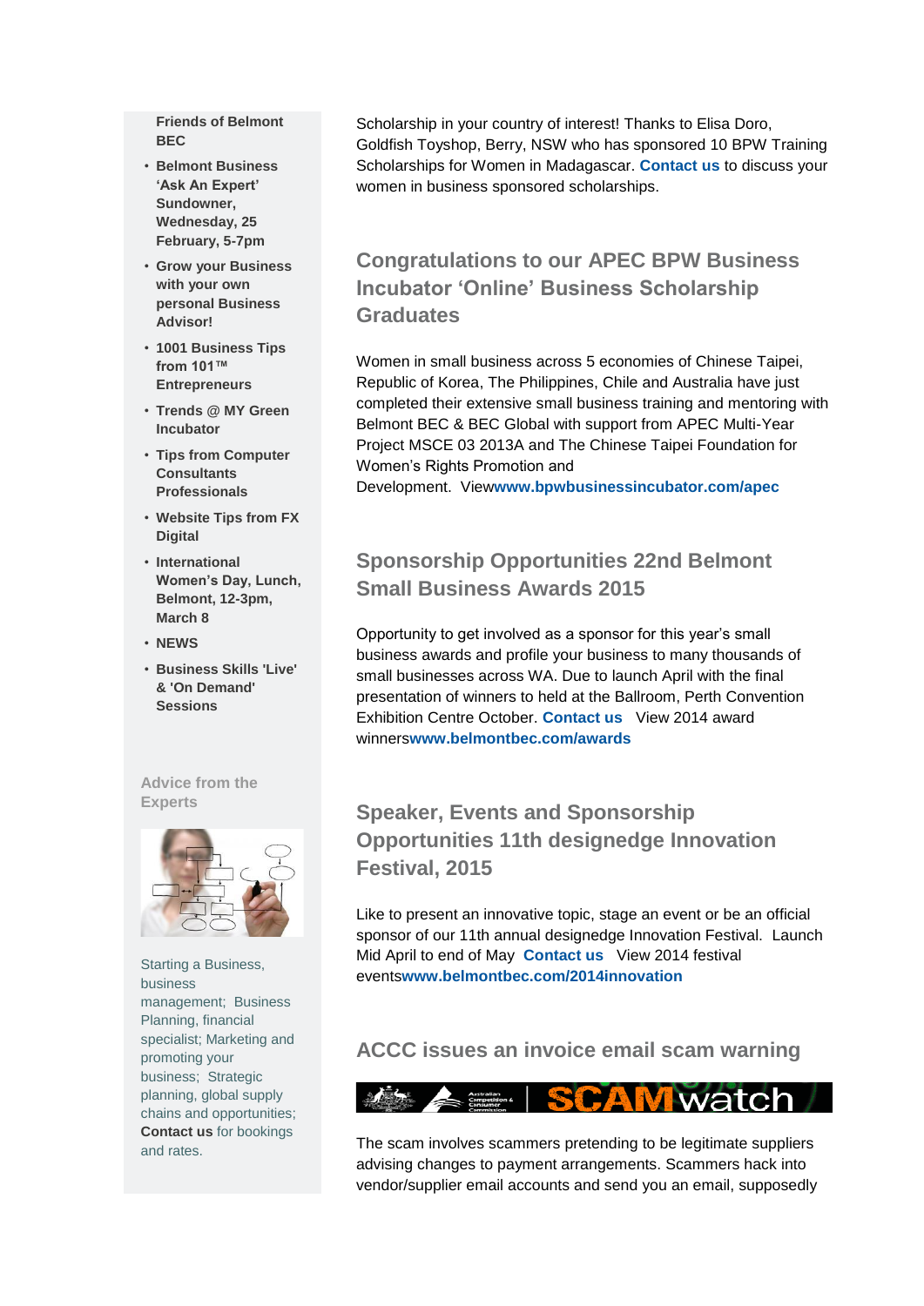Friends of Belmont BEC

- Belmont Business 'Ask An Expert' Sundowner, Wednesday, 25 February, 5-7pm
- Grow your Business with your own personal Business Advisor!
- 1001 Business Tips from 101™ Entrepreneurs
- Trends @ MY Green Incubator
- Tips from Computer Consultants Professionals
- Website Tips from FX Digital
- International Women's Day, Lunch, Belmont, 12-3pm, March 8
- NEWS
- Business Skills 'Live' & 'On Demand' Sessions

Advice from the Experts

Starting a Business, business management; Business Planning, financial specialist; Marketing and promoting your business; Strategic planning, global supply chains and opportunities; **Contact us** for bookings and rates.

Scholarship in your country of interest! Thanks to Elisa Doro, Goldfish Toyshop, Berry, NSW who has sponsored 10 BPW Training Scholarships for Women in Madagascar. **Contact us** to discuss your women in business sponsored scholarships.

## Congratulations to our APEC BPW Business Incubator 'Online' Business Scholarship Graduates

Women in small business across 5 economies of Chinese Taipei, Republic of Korea, The Philippines, Chile and Australia have just completed their extensive small business training and mentoring with Belmont BEC & BEC Global with support from APEC Multi-Year Project MSCE 03 2013A and The Chinese Taipei Foundation for Women's Rights Promotion and Development. View**www.bpwbusinessincubator.com/apec**

## Sponsorship Opportunities 22nd Belmont Small Business Awards 2015

Opportunity to get involved as a sponsor for this year's small business awards and profile your business to many thousands of small businesses across WA. Due to launch April with the final presentation of winners to held at the Ballroom, Perth Convention Exhibition Centre October. **Contact us** View 2014 award winners**www.belmontbec.com/awards**

## Speaker, Events and Sponsorship Opportunities 11th designedge Innovation Festival, 2015

Like to present an innovative topic, stage an event or be an official sponsor of our 11th annual designedge Innovation Festival. Launch Mid April to end of May **Contact us** View 2014 festival events**www.belmontbec.com/2014innovation**

## ACCC issues an invoice email scam warning

SCAMwatch

The scam involves scammers pretending to be legitimate suppliers advising changes to payment arrangements. Scammers hack into vendor/supplier email accounts and send you an email, supposedly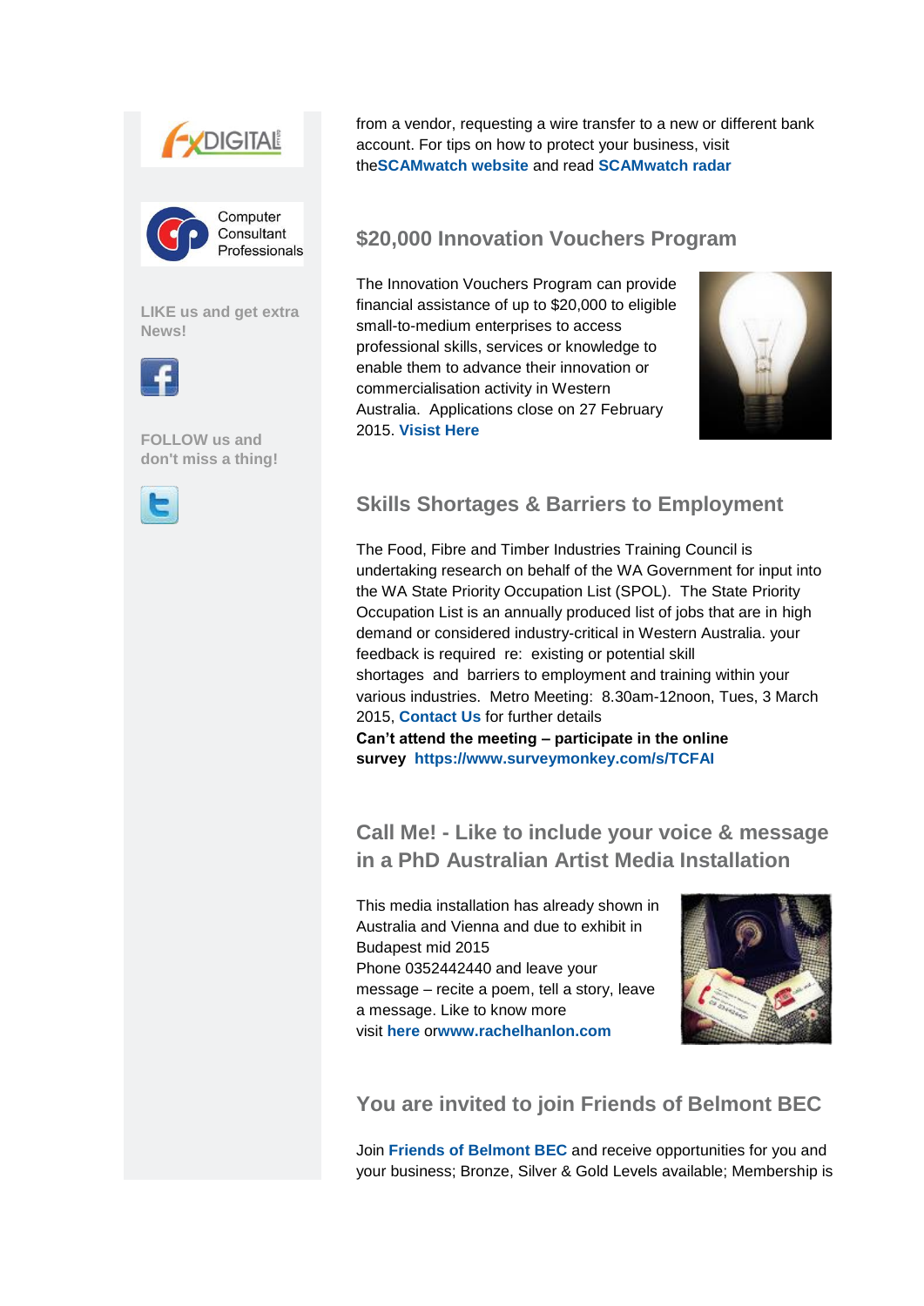FXDIGITAL

Computer Consultant Professionals

LIKE us and get extra News!

FOLLOW us and don't miss a thing!

from a vendor, requesting a wire transfer to a new or different bank account. For tips on how to protect your business, visit the**SCAMwatch website** and read **SCAMwatch radar**

## $20,000 Innovation Vouchers Program

The Innovation Vouchers Program can provide financial assistance of up to $20,000 to eligible small-to-medium enterprises to access professional skills, services or knowledge to enable them to advance their innovation or commercialisation activity in Western Australia. Applications close on 27 February 2015. **Visist Here**

## Skills Shortages & Barriers to Employment

The Food, Fibre and Timber Industries Training Council is undertaking research on behalf of the WA Government for input into the WA State Priority Occupation List (SPOL). The State Priority Occupation List is an annually produced list of jobs that are in high demand or considered industry-critical in Western Australia. your feedback is required re: existing or potential skill shortages and barriers to employment and training within your various industries. Metro Meeting: 8.30am-12noon, Tues, 3 March 2015, **Contact Us** for further details

**Can't attend the meeting – participate in the online survey https://www.surveymonkey.com/s/TCFAI**

## Call Me! - Like to include your voice & message in a PhD Australian Artist Media Installation

This media installation has already shown in Australia and Vienna and due to exhibit in Budapest mid 2015
Phone 0352442440 and leave your message – recite a poem, tell a story, leave a message. Like to know more visit **here** or**www.rachelhanlon.com**

## You are invited to join Friends of Belmont BEC

Join **Friends of Belmont BEC** and receive opportunities for you and your business; Bronze, Silver & Gold Levels available; Membership is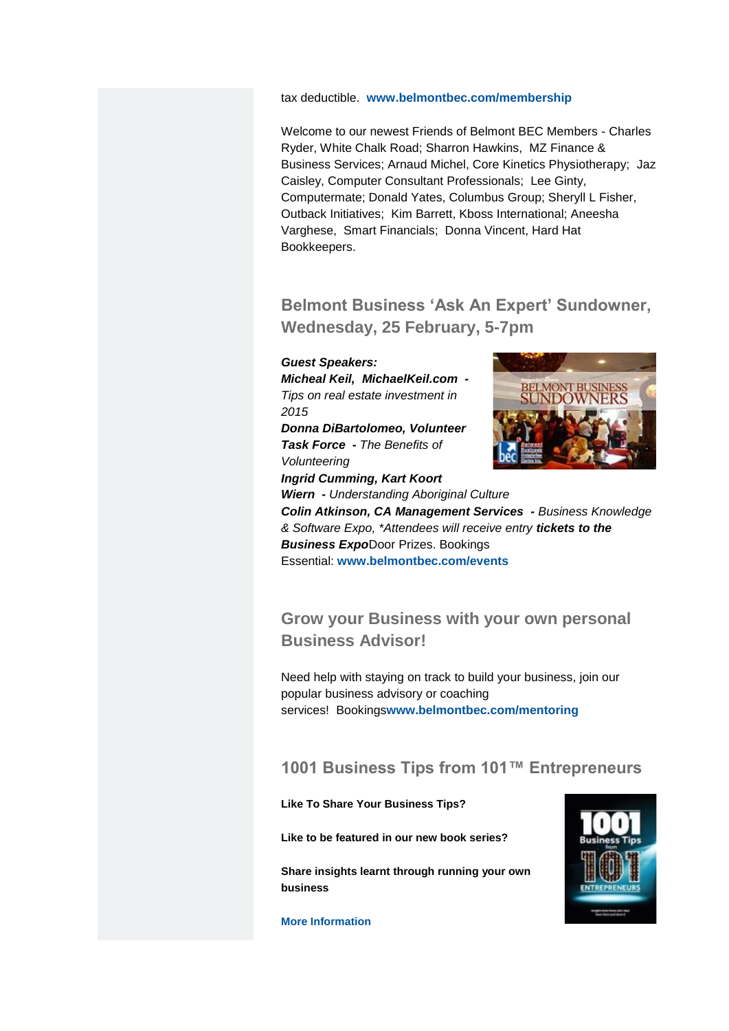tax deductible. **www.belmontbec.com/membership**

Welcome to our newest Friends of Belmont BEC Members - Charles Ryder, White Chalk Road; Sharron Hawkins, MZ Finance & Business Services; Arnaud Michel, Core Kinetics Physiotherapy; Jaz Caisley, Computer Consultant Professionals; Lee Ginty, Computermate; Donald Yates, Columbus Group; Sheryll L Fisher, Outback Initiatives; Kim Barrett, Kboss International; Aneesha Varghese, Smart Financials; Donna Vincent, Hard Hat Bookkeepers.

## Belmont Business 'Ask An Expert' Sundowner, Wednesday, 25 February, 5-7pm

***Guest Speakers:***
***Micheal Keil, MichaelKeil.com -*** *Tips on real estate investment in 2015*
***Donna DiBartolomeo, Volunteer Task Force -*** *The Benefits of Volunteering*
***Ingrid Cumming, Kart Koort Wiern -*** *Understanding Aboriginal Culture*
***Colin Atkinson, CA Management Services -*** *Business Knowledge & Software Expo, \*Attendees will receive entry* ***tickets to the Business Expo***Door Prizes. Bookings Essential: **www.belmontbec.com/events**

## Grow your Business with your own personal Business Advisor!

Need help with staying on track to build your business, join our popular business advisory or coaching services! Bookings**www.belmontbec.com/mentoring**

## 1001 Business Tips from 101™ Entrepreneurs

**Like To Share Your Business Tips?**

**Like to be featured in our new book series?**

**Share insights learnt through running your own business**

**More Information**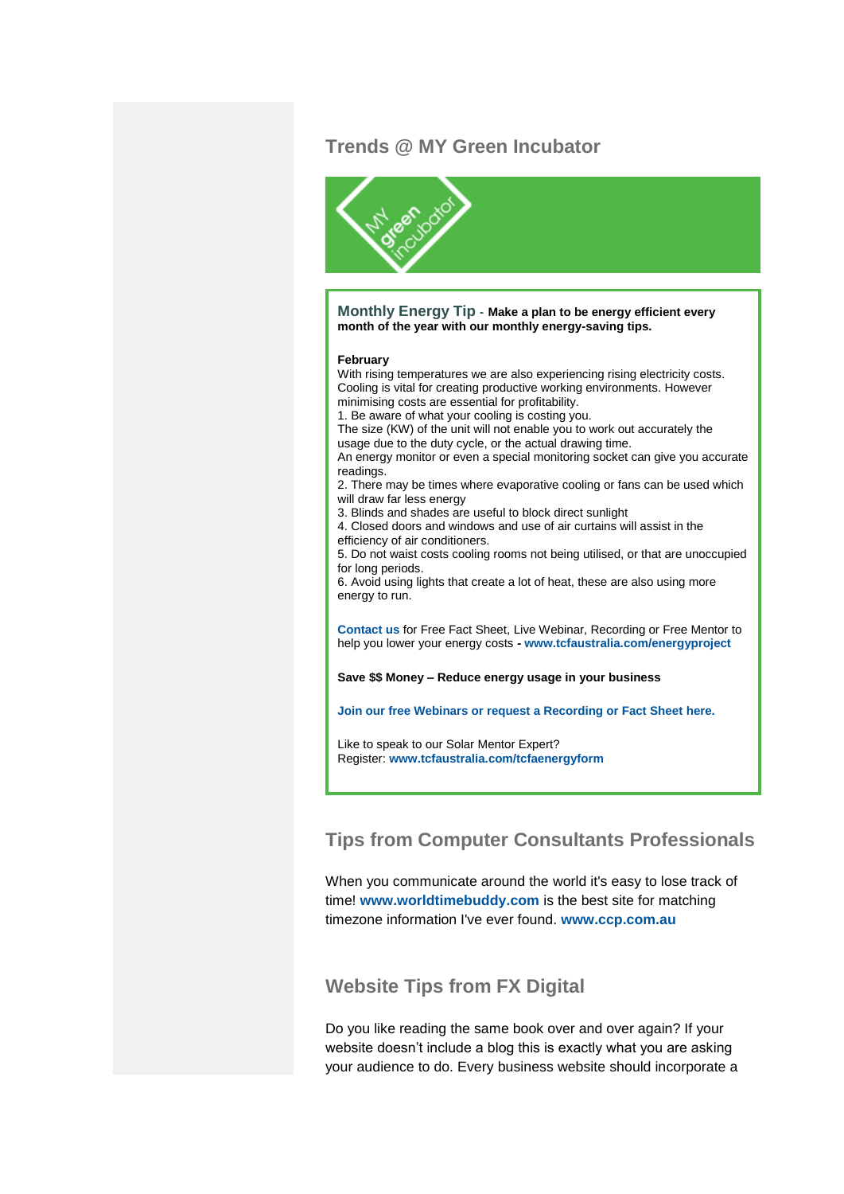## Trends @ MY Green Incubator

### Monthly Energy Tip - **Make a plan to be energy efficient every month of the year with our monthly energy-saving tips.**

**February**

With rising temperatures we are also experiencing rising electricity costs. Cooling is vital for creating productive working environments. However minimising costs are essential for profitability.

1. Be aware of what your cooling is costing you.
The size (KW) of the unit will not enable you to work out accurately the usage due to the duty cycle, or the actual drawing time.
An energy monitor or even a special monitoring socket can give you accurate readings.
2. There may be times where evaporative cooling or fans can be used which will draw far less energy
3. Blinds and shades are useful to block direct sunlight
4. Closed doors and windows and use of air curtains will assist in the efficiency of air conditioners.
5. Do not waist costs cooling rooms not being utilised, or that are unoccupied for long periods.
6. Avoid using lights that create a lot of heat, these are also using more energy to run.

**Contact us** for Free Fact Sheet, Live Webinar, Recording or Free Mentor to help you lower your energy costs **- www.tcfaustralia.com/energyproject**

**Save $$ Money – Reduce energy usage in your business**

**Join our free Webinars or request a Recording or Fact Sheet here.**

Like to speak to our Solar Mentor Expert?
Register: **www.tcfaustralia.com/tcfaenergyform**

## Tips from Computer Consultants Professionals

When you communicate around the world it's easy to lose track of time! **www.worldtimebuddy.com** is the best site for matching timezone information I've ever found. **www.ccp.com.au**

## Website Tips from FX Digital

Do you like reading the same book over and over again? If your website doesn't include a blog this is exactly what you are asking your audience to do. Every business website should incorporate a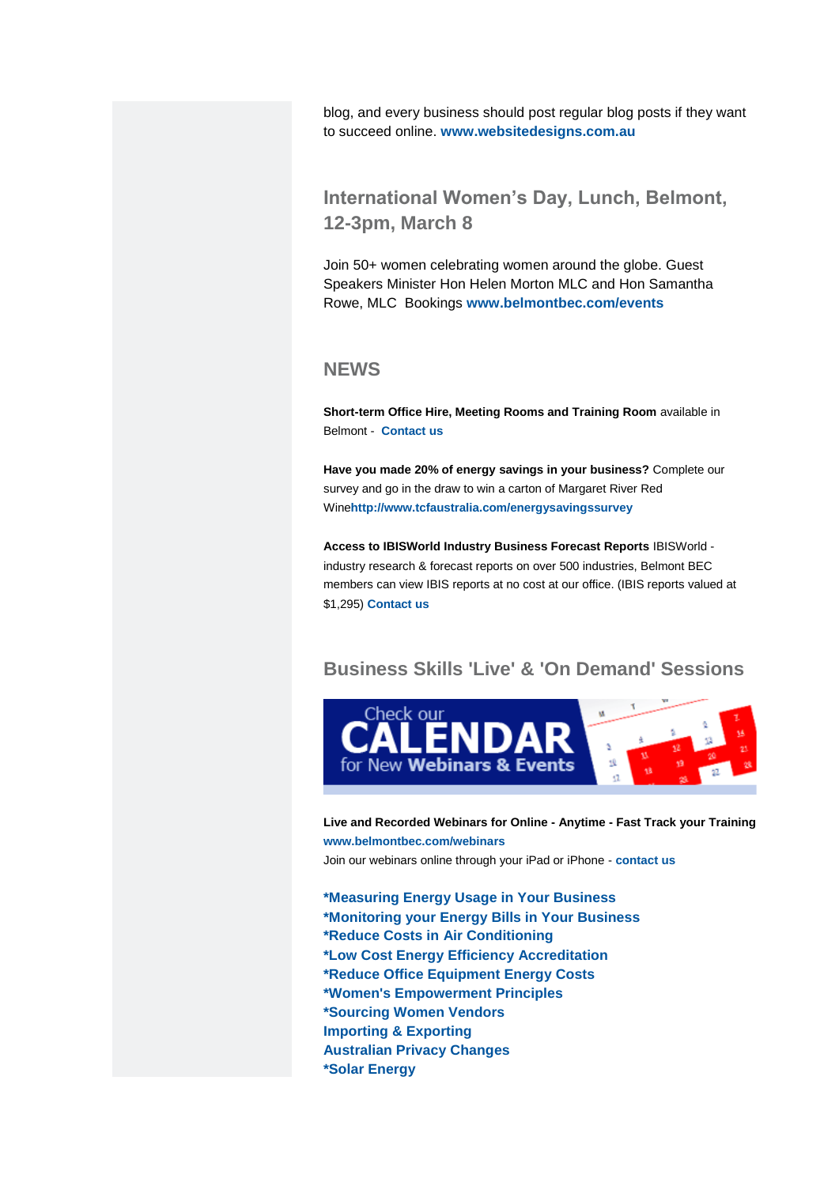blog, and every business should post regular blog posts if they want to succeed online. **www.websitedesigns.com.au**

## International Women's Day, Lunch, Belmont, 12-3pm, March 8

Join 50+ women celebrating women around the globe. Guest Speakers Minister Hon Helen Morton MLC and Hon Samantha Rowe, MLC  Bookings **www.belmontbec.com/events**

## NEWS

**Short-term Office Hire, Meeting Rooms and Training Room** available in Belmont - **Contact us**

**Have you made 20% of energy savings in your business?** Complete our survey and go in the draw to win a carton of Margaret River Red Wine**http://www.tcfaustralia.com/energysavingssurvey**

**Access to IBISWorld Industry Business Forecast Reports** IBISWorld - industry research & forecast reports on over 500 industries, Belmont BEC members can view IBIS reports at no cost at our office. (IBIS reports valued at $1,295) **Contact us**

## Business Skills 'Live' & 'On Demand' Sessions

Check our CALENDAR for New Webinars & Events

**Live and Recorded Webinars for Online - Anytime - Fast Track your Training**
**www.belmontbec.com/webinars**
Join our webinars online through your iPad or iPhone - **contact us**

**\*Measuring Energy Usage in Your Business**
**\*Monitoring your Energy Bills in Your Business**
**\*Reduce Costs in Air Conditioning**
**\*Low Cost Energy Efficiency Accreditation**
**\*Reduce Office Equipment Energy Costs**
**\*Women's Empowerment Principles**
**\*Sourcing Women Vendors**
**Importing & Exporting**
**Australian Privacy Changes**
**\*Solar Energy**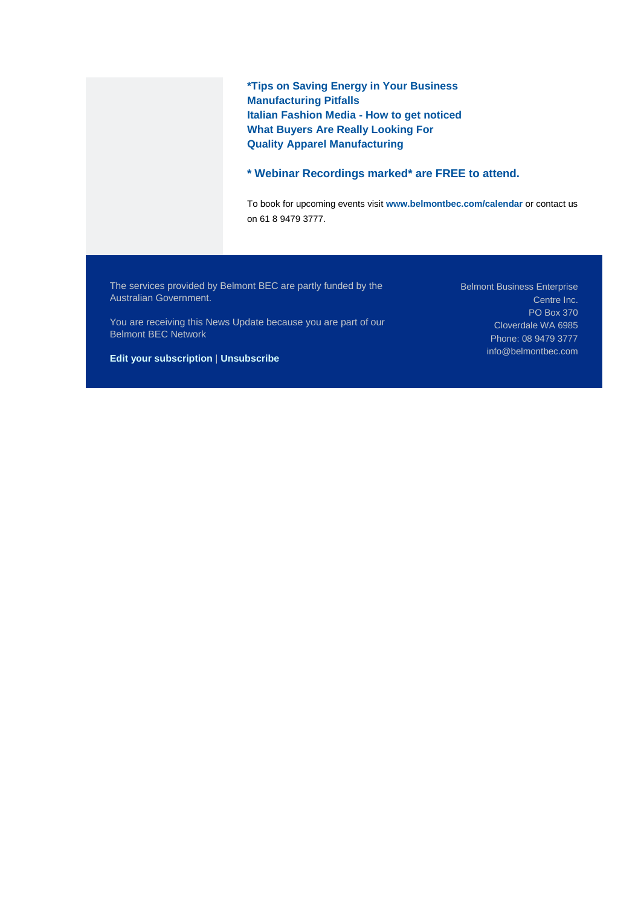**\*Tips on Saving Energy in Your Business**
**Manufacturing Pitfalls**
**Italian Fashion Media - How to get noticed**
**What Buyers Are Really Looking For**
**Quality Apparel Manufacturing**

**\* Webinar Recordings marked\* are FREE to attend.**

To book for upcoming events visit **www.belmontbec.com/calendar** or contact us on 61 8 9479 3777.

The services provided by Belmont BEC are partly funded by the Australian Government.

You are receiving this News Update because you are part of our Belmont BEC Network

**Edit your subscription** | **Unsubscribe**

Belmont Business Enterprise Centre Inc.
PO Box 370
Cloverdale WA 6985
Phone: 08 9479 3777
info@belmontbec.com